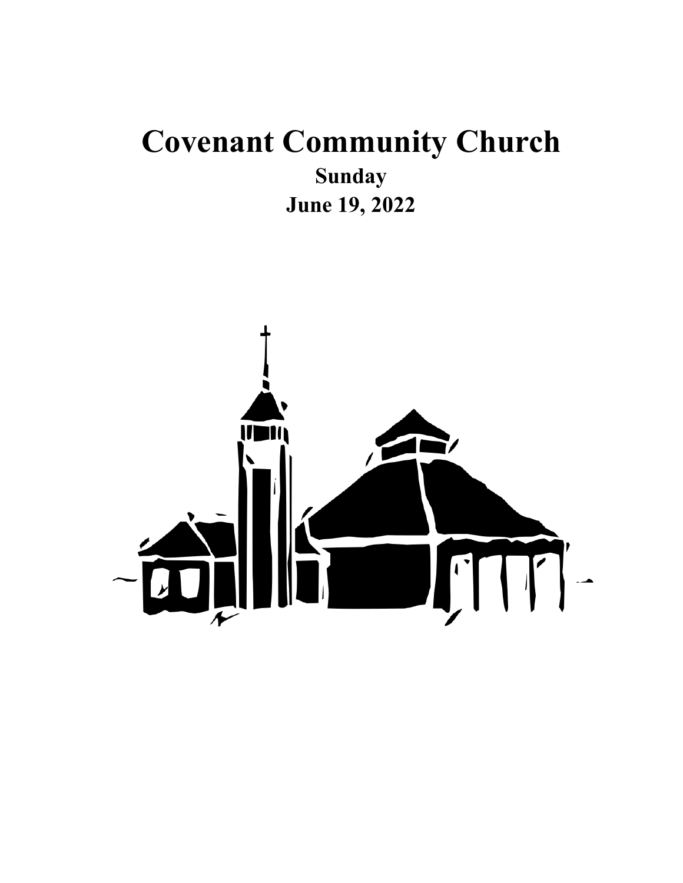# Covenant Community Church

## Sunday

## June 19, 2022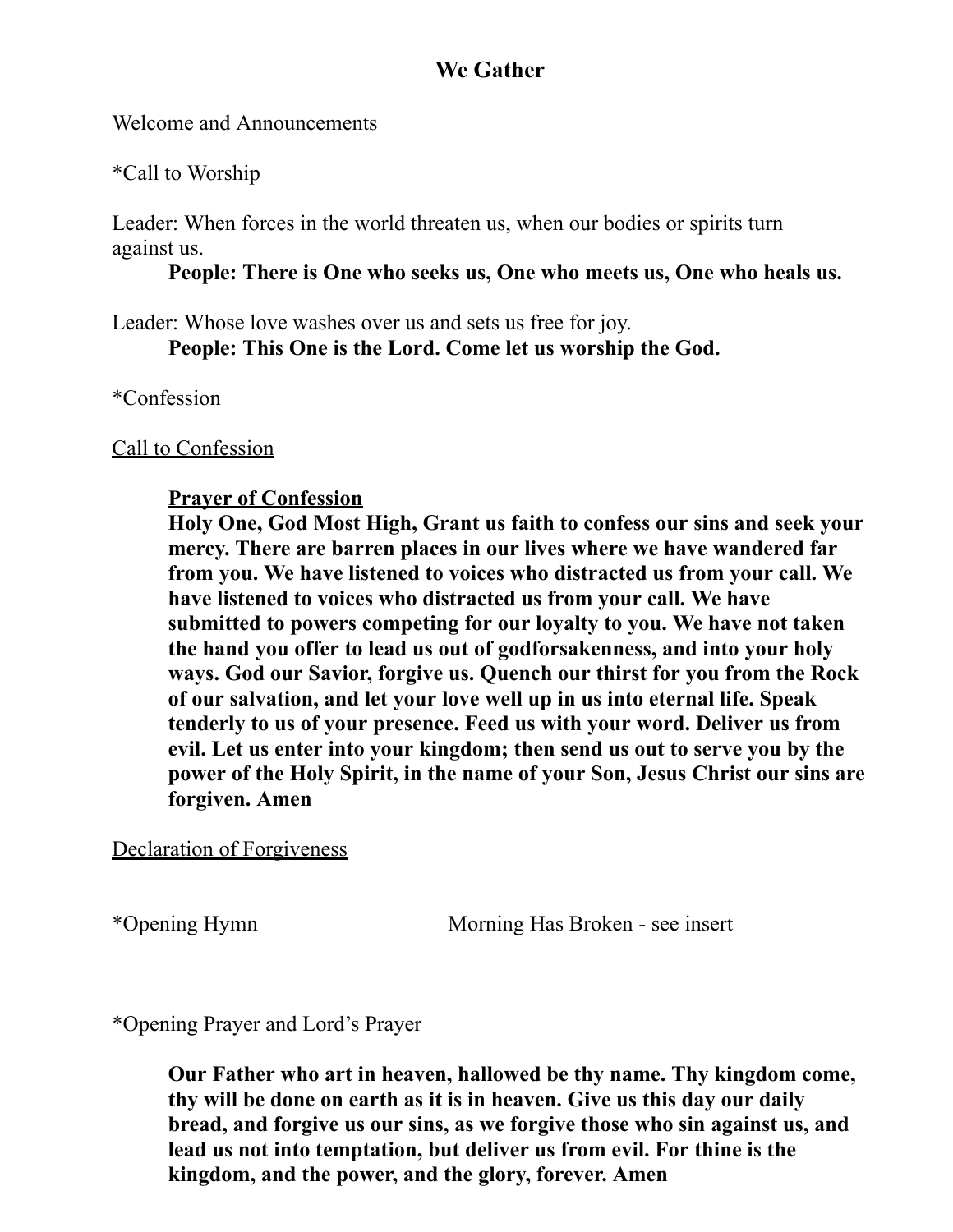## We Gather

Welcome and Announcements

*Call to Worship

Leader: When forces in the world threaten us, when our bodies or spirits turn against us.

**People: There is One who seeks us, One who meets us, One who heals us.**

Leader: Whose love washes over us and sets us free for joy.

**People: This One is the Lord. Come let us worship the God.**

*Confession

Call to Confession

**Prayer of Confession**

**Holy One, God Most High, Grant us faith to confess our sins and seek your mercy. There are barren places in our lives where we have wandered far from you. We have listened to voices who distracted us from your call. We have listened to voices who distracted us from your call. We have submitted to powers competing for our loyalty to you. We have not taken the hand you offer to lead us out of godforsakenness, and into your holy ways. God our Savior, forgive us. Quench our thirst for you from the Rock of our salvation, and let your love well up in us into eternal life. Speak tenderly to us of your presence. Feed us with your word. Deliver us from evil. Let us enter into your kingdom; then send us out to serve you by the power of the Holy Spirit, in the name of your Son, Jesus Christ our sins are forgiven. Amen**

Declaration of Forgiveness

*Opening Hymn Morning Has Broken - see insert

*Opening Prayer and Lord's Prayer

**Our Father who art in heaven, hallowed be thy name. Thy kingdom come, thy will be done on earth as it is in heaven. Give us this day our daily bread, and forgive us our sins, as we forgive those who sin against us, and lead us not into temptation, but deliver us from evil. For thine is the kingdom, and the power, and the glory, forever. Amen**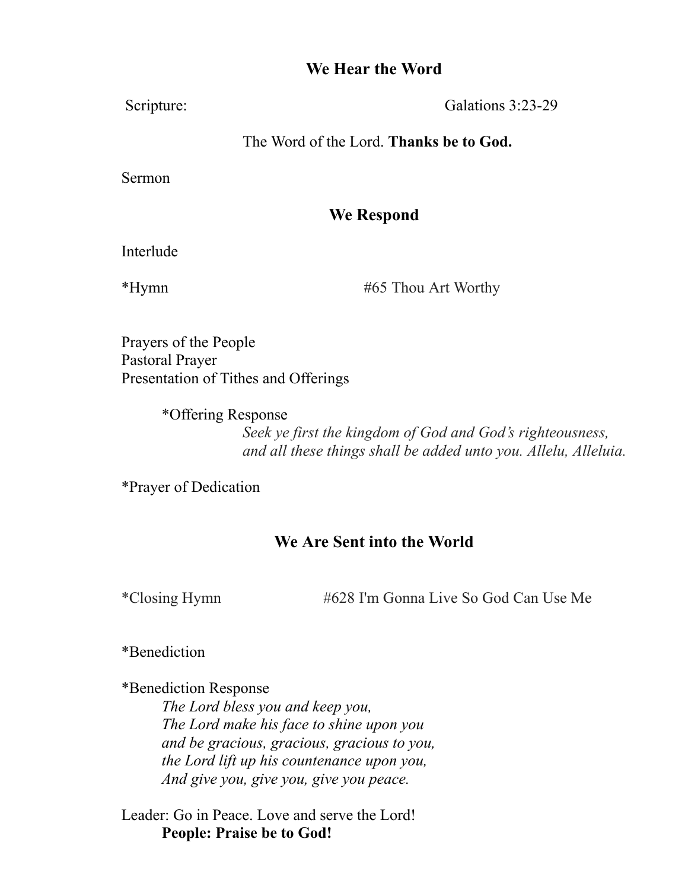## We Hear the Word

Scripture: Galations 3:23-29

The Word of the Lord. **Thanks be to God.**

Sermon

## We Respond

Interlude

*Hymn #65 Thou Art Worthy

Prayers of the People
Pastoral Prayer
Presentation of Tithes and Offerings

*Offering Response
*Seek ye first the kingdom of God and God's righteousness,*
*and all these things shall be added unto you. Allelu, Alleluia.*

*Prayer of Dedication

## We Are Sent into the World

*Closing Hymn #628 I'm Gonna Live So God Can Use Me

*Benediction

*Benediction Response
*The Lord bless you and keep you,*
*The Lord make his face to shine upon you*
*and be gracious, gracious, gracious to you,*
*the Lord lift up his countenance upon you,*
*And give you, give you, give you peace.*

Leader: Go in Peace. Love and serve the Lord!
**People: Praise be to God!**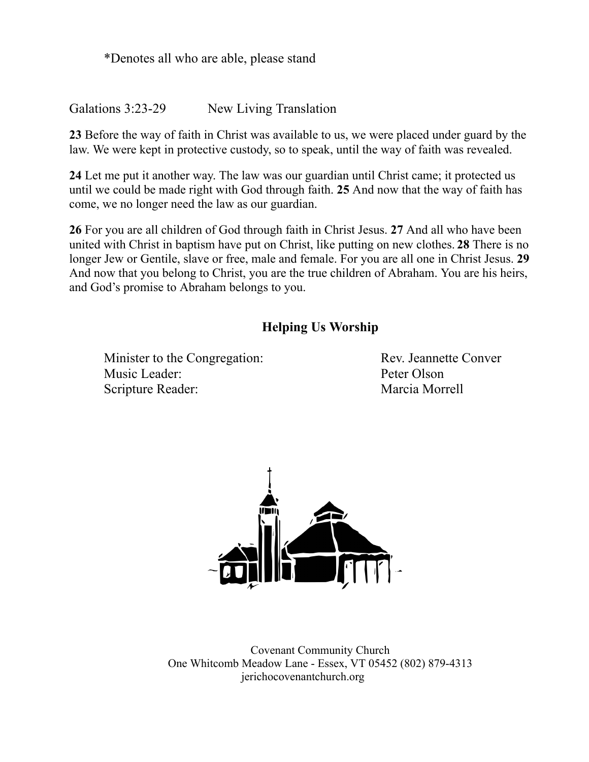*Denotes all who are able, please stand

Galations 3:23-29 New Living Translation

**23** Before the way of faith in Christ was available to us, we were placed under guard by the law. We were kept in protective custody, so to speak, until the way of faith was revealed.

**24** Let me put it another way. The law was our guardian until Christ came; it protected us until we could be made right with God through faith. **25** And now that the way of faith has come, we no longer need the law as our guardian.

**26** For you are all children of God through faith in Christ Jesus. **27** And all who have been united with Christ in baptism have put on Christ, like putting on new clothes. **28** There is no longer Jew or Gentile, slave or free, male and female. For you are all one in Christ Jesus. **29** And now that you belong to Christ, you are the true children of Abraham. You are his heirs, and God's promise to Abraham belongs to you.

## Helping Us Worship

Minister to the Congregation: Rev. Jeannette Conver
Music Leader: Peter Olson
Scripture Reader: Marcia Morrell

Covenant Community Church
One Whitcomb Meadow Lane - Essex, VT 05452 (802) 879-4313
jerichocovenantchurch.org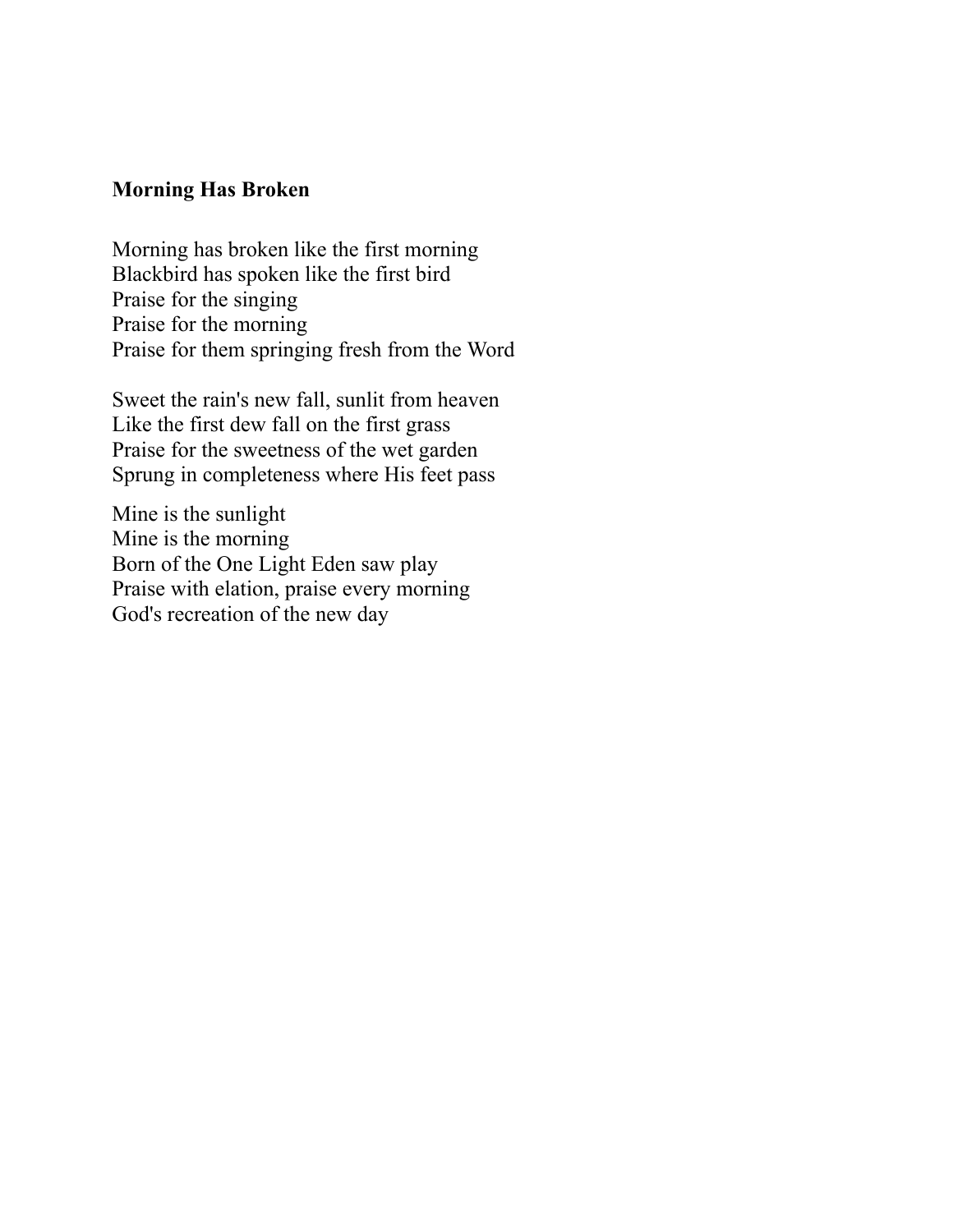**Morning Has Broken**

Morning has broken like the first morning
Blackbird has spoken like the first bird
Praise for the singing
Praise for the morning
Praise for them springing fresh from the Word

Sweet the rain's new fall, sunlit from heaven
Like the first dew fall on the first grass
Praise for the sweetness of the wet garden
Sprung in completeness where His feet pass

Mine is the sunlight
Mine is the morning
Born of the One Light Eden saw play
Praise with elation, praise every morning
God's recreation of the new day